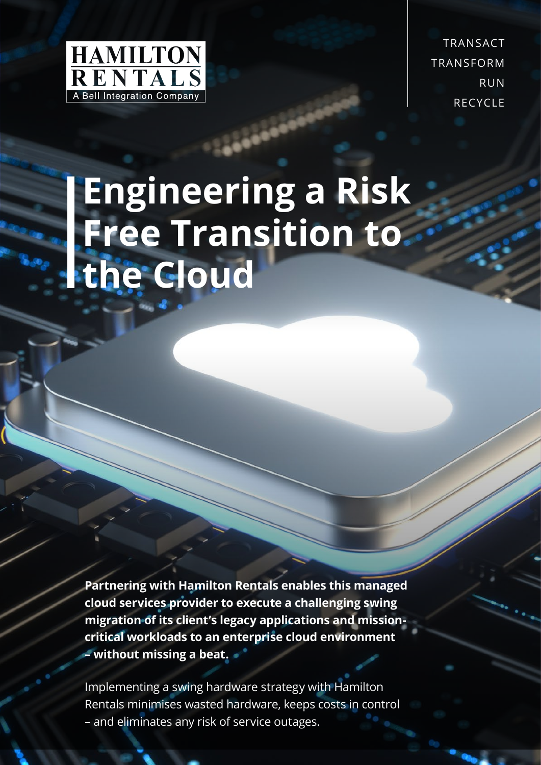HAMILTON RENTALS
A Bell Integration Company

TRANSACT
TRANSFORM
RUN
RECYCLE

# Engineering a Risk Free Transition to the Cloud

**Partnering with Hamilton Rentals enables this managed cloud services provider to execute a challenging swing migration of its client's legacy applications and mission-critical workloads to an enterprise cloud environment – without missing a beat.**

Implementing a swing hardware strategy with Hamilton Rentals minimises wasted hardware, keeps costs in control – and eliminates any risk of service outages.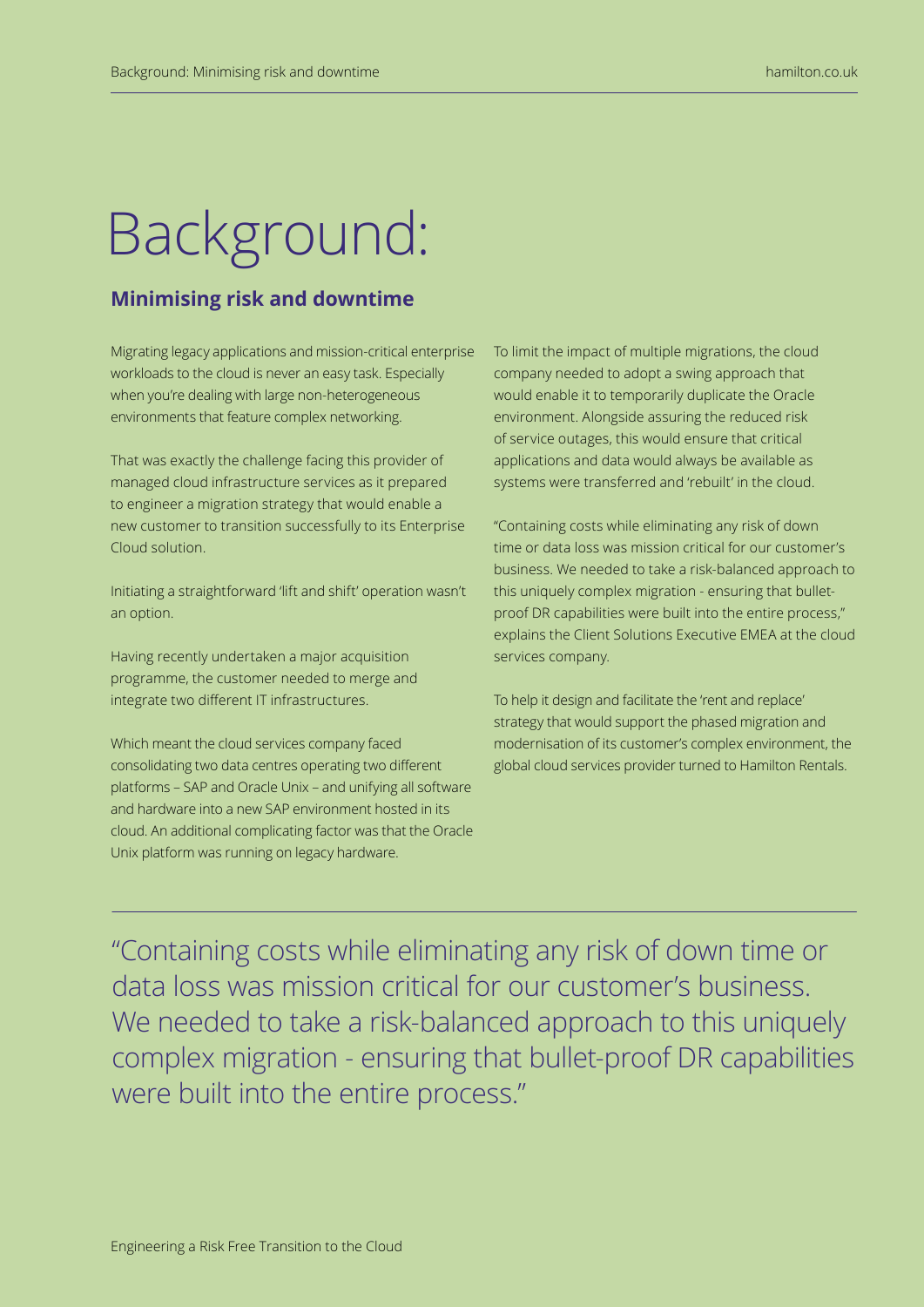# Background:

## Minimising risk and downtime

Migrating legacy applications and mission-critical enterprise workloads to the cloud is never an easy task. Especially when you're dealing with large non-heterogeneous environments that feature complex networking.

That was exactly the challenge facing this provider of managed cloud infrastructure services as it prepared to engineer a migration strategy that would enable a new customer to transition successfully to its Enterprise Cloud solution.

Initiating a straightforward 'lift and shift' operation wasn't an option.

Having recently undertaken a major acquisition programme, the customer needed to merge and integrate two different IT infrastructures.

Which meant the cloud services company faced consolidating two data centres operating two different platforms – SAP and Oracle Unix – and unifying all software and hardware into a new SAP environment hosted in its cloud. An additional complicating factor was that the Oracle Unix platform was running on legacy hardware.

To limit the impact of multiple migrations, the cloud company needed to adopt a swing approach that would enable it to temporarily duplicate the Oracle environment. Alongside assuring the reduced risk of service outages, this would ensure that critical applications and data would always be available as systems were transferred and 'rebuilt' in the cloud.

"Containing costs while eliminating any risk of down time or data loss was mission critical for our customer's business. We needed to take a risk-balanced approach to this uniquely complex migration - ensuring that bullet-proof DR capabilities were built into the entire process," explains the Client Solutions Executive EMEA at the cloud services company.

To help it design and facilitate the 'rent and replace' strategy that would support the phased migration and modernisation of its customer's complex environment, the global cloud services provider turned to Hamilton Rentals.

> "Containing costs while eliminating any risk of down time or data loss was mission critical for our customer's business. We needed to take a risk-balanced approach to this uniquely complex migration - ensuring that bullet-proof DR capabilities were built into the entire process."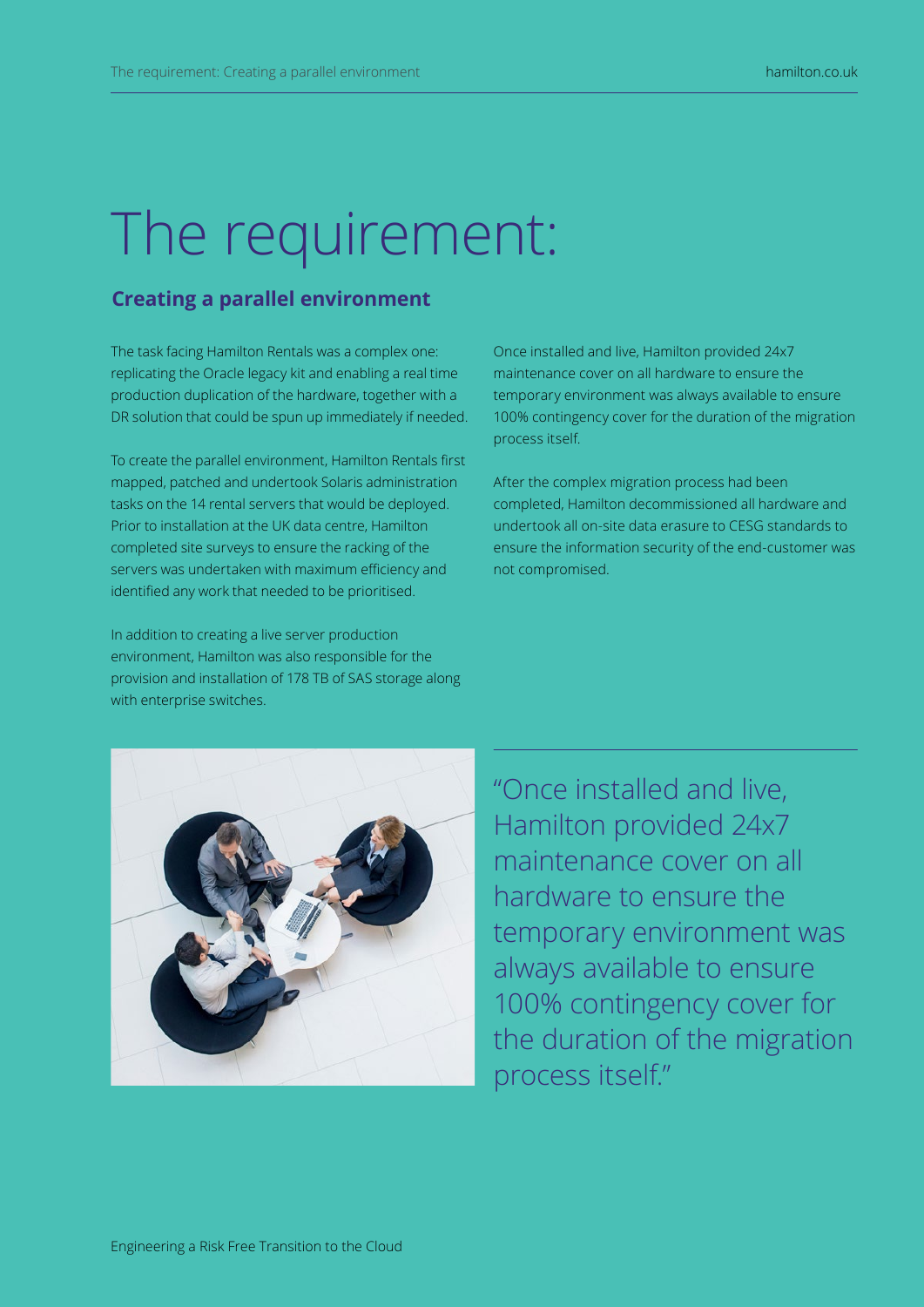# The requirement:

## Creating a parallel environment

The task facing Hamilton Rentals was a complex one: replicating the Oracle legacy kit and enabling a real time production duplication of the hardware, together with a DR solution that could be spun up immediately if needed.

To create the parallel environment, Hamilton Rentals first mapped, patched and undertook Solaris administration tasks on the 14 rental servers that would be deployed. Prior to installation at the UK data centre, Hamilton completed site surveys to ensure the racking of the servers was undertaken with maximum efficiency and identified any work that needed to be prioritised.

In addition to creating a live server production environment, Hamilton was also responsible for the provision and installation of 178 TB of SAS storage along with enterprise switches.

Once installed and live, Hamilton provided 24x7 maintenance cover on all hardware to ensure the temporary environment was always available to ensure 100% contingency cover for the duration of the migration process itself.

After the complex migration process had been completed, Hamilton decommissioned all hardware and undertook all on-site data erasure to CESG standards to ensure the information security of the end-customer was not compromised.

> "Once installed and live, Hamilton provided 24x7 maintenance cover on all hardware to ensure the temporary environment was always available to ensure 100% contingency cover for the duration of the migration process itself."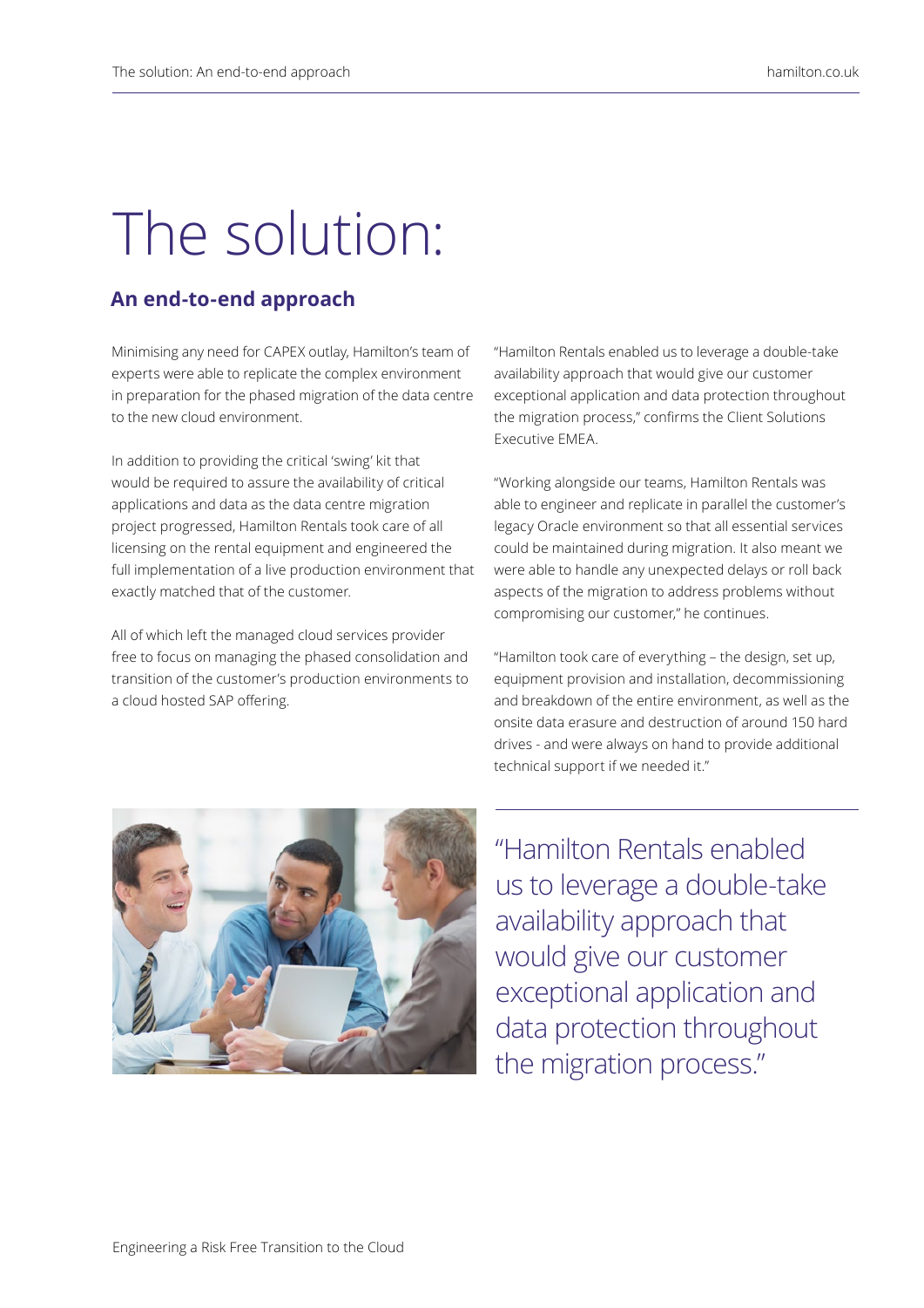# The solution:

## An end-to-end approach

Minimising any need for CAPEX outlay, Hamilton's team of experts were able to replicate the complex environment in preparation for the phased migration of the data centre to the new cloud environment.

In addition to providing the critical 'swing' kit that would be required to assure the availability of critical applications and data as the data centre migration project progressed, Hamilton Rentals took care of all licensing on the rental equipment and engineered the full implementation of a live production environment that exactly matched that of the customer.

All of which left the managed cloud services provider free to focus on managing the phased consolidation and transition of the customer's production environments to a cloud hosted SAP offering.

"Hamilton Rentals enabled us to leverage a double-take availability approach that would give our customer exceptional application and data protection throughout the migration process," confirms the Client Solutions Executive EMEA.

"Working alongside our teams, Hamilton Rentals was able to engineer and replicate in parallel the customer's legacy Oracle environment so that all essential services could be maintained during migration. It also meant we were able to handle any unexpected delays or roll back aspects of the migration to address problems without compromising our customer," he continues.

"Hamilton took care of everything – the design, set up, equipment provision and installation, decommissioning and breakdown of the entire environment, as well as the onsite data erasure and destruction of around 150 hard drives - and were always on hand to provide additional technical support if we needed it."

> "Hamilton Rentals enabled us to leverage a double-take availability approach that would give our customer exceptional application and data protection throughout the migration process."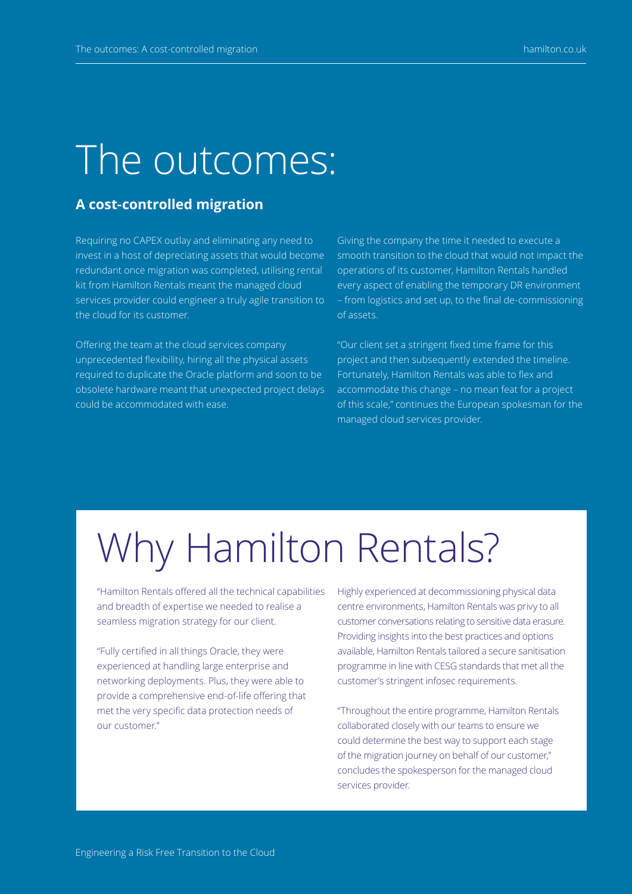# The outcomes:

## A cost-controlled migration

Requiring no CAPEX outlay and eliminating any need to invest in a host of depreciating assets that would become redundant once migration was completed, utilising rental kit from Hamilton Rentals meant the managed cloud services provider could engineer a truly agile transition to the cloud for its customer.

Offering the team at the cloud services company unprecedented flexibility, hiring all the physical assets required to duplicate the Oracle platform and soon to be obsolete hardware meant that unexpected project delays could be accommodated with ease.

Giving the company the time it needed to execute a smooth transition to the cloud that would not impact the operations of its customer, Hamilton Rentals handled every aspect of enabling the temporary DR environment – from logistics and set up, to the final de-commissioning of assets.

"Our client set a stringent fixed time frame for this project and then subsequently extended the timeline. Fortunately, Hamilton Rentals was able to flex and accommodate this change – no mean feat for a project of this scale," continues the European spokesman for the managed cloud services provider.

# Why Hamilton Rentals?

"Hamilton Rentals offered all the technical capabilities and breadth of expertise we needed to realise a seamless migration strategy for our client.

"Fully certified in all things Oracle, they were experienced at handling large enterprise and networking deployments. Plus, they were able to provide a comprehensive end-of-life offering that met the very specific data protection needs of our customer."

Highly experienced at decommissioning physical data centre environments, Hamilton Rentals was privy to all customer conversations relating to sensitive data erasure. Providing insights into the best practices and options available, Hamilton Rentals tailored a secure sanitisation programme in line with CESG standards that met all the customer's stringent infosec requirements.

"Throughout the entire programme, Hamilton Rentals collaborated closely with our teams to ensure we could determine the best way to support each stage of the migration journey on behalf of our customer," concludes the spokesperson for the managed cloud services provider.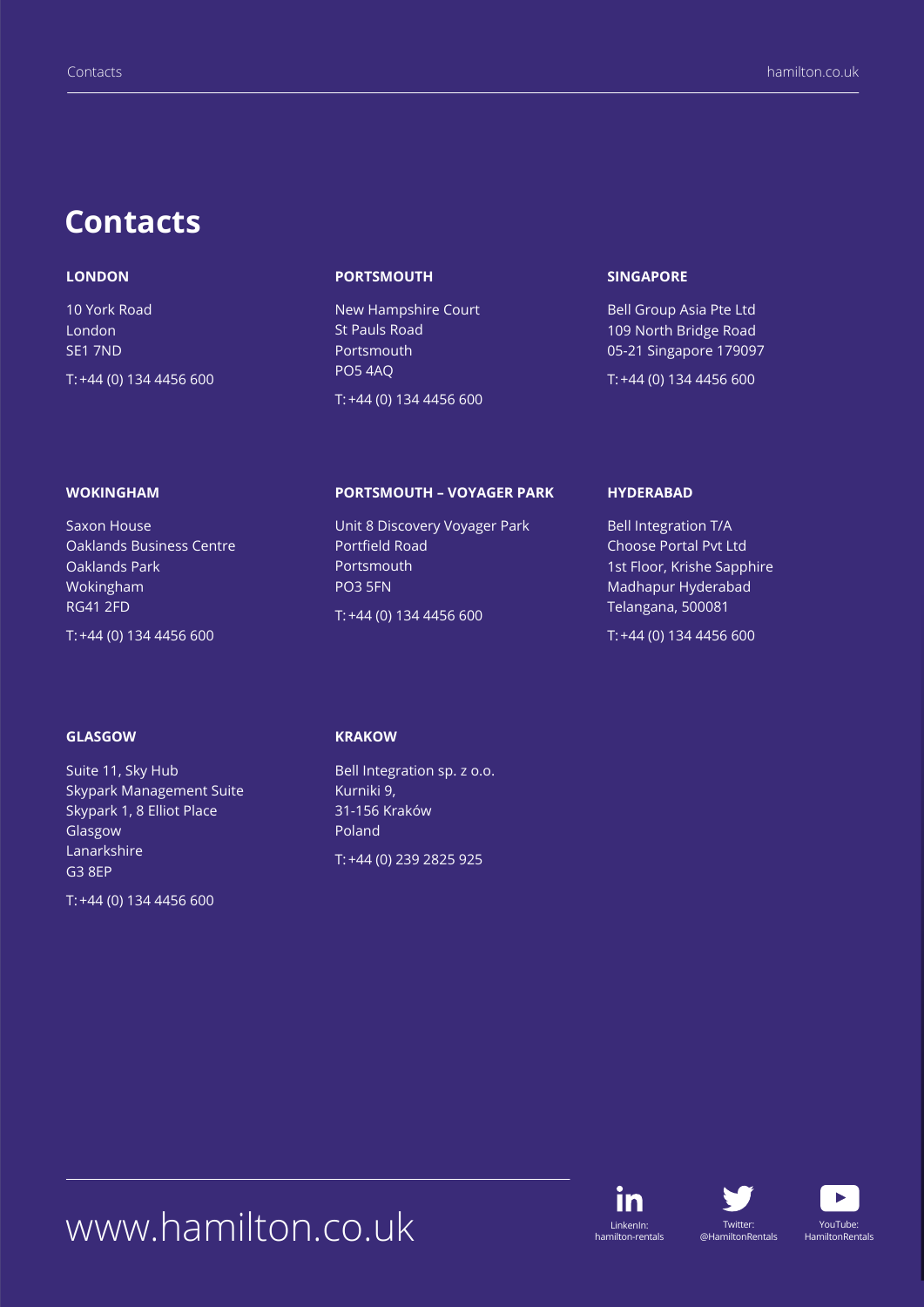# Contacts

### LONDON

10 York Road
London
SE1 7ND

T: +44 (0) 134 4456 600

### PORTSMOUTH

New Hampshire Court
St Pauls Road
Portsmouth
PO5 4AQ

T: +44 (0) 134 4456 600

### SINGAPORE

Bell Group Asia Pte Ltd
109 North Bridge Road
05-21 Singapore 179097

T: +44 (0) 134 4456 600

### WOKINGHAM

Saxon House
Oaklands Business Centre
Oaklands Park
Wokingham
RG41 2FD

T: +44 (0) 134 4456 600

### PORTSMOUTH – VOYAGER PARK

Unit 8 Discovery Voyager Park
Portfield Road
Portsmouth
PO3 5FN

T: +44 (0) 134 4456 600

### HYDERABAD

Bell Integration T/A
Choose Portal Pvt Ltd
1st Floor, Krishe Sapphire
Madhapur Hyderabad
Telangana, 500081

T: +44 (0) 134 4456 600

### GLASGOW

Suite 11, Sky Hub
Skypark Management Suite
Skypark 1, 8 Elliot Place
Glasgow
Lanarkshire
G3 8EP

T: +44 (0) 134 4456 600

### KRAKOW

Bell Integration sp. z o.o.
Kurniki 9,
31-156 Kraków
Poland

T: +44 (0) 239 2825 925

www.hamilton.co.uk

LinkenIn: hamilton-rentals

Twitter: @HamiltonRentals

YouTube: HamiltonRentals